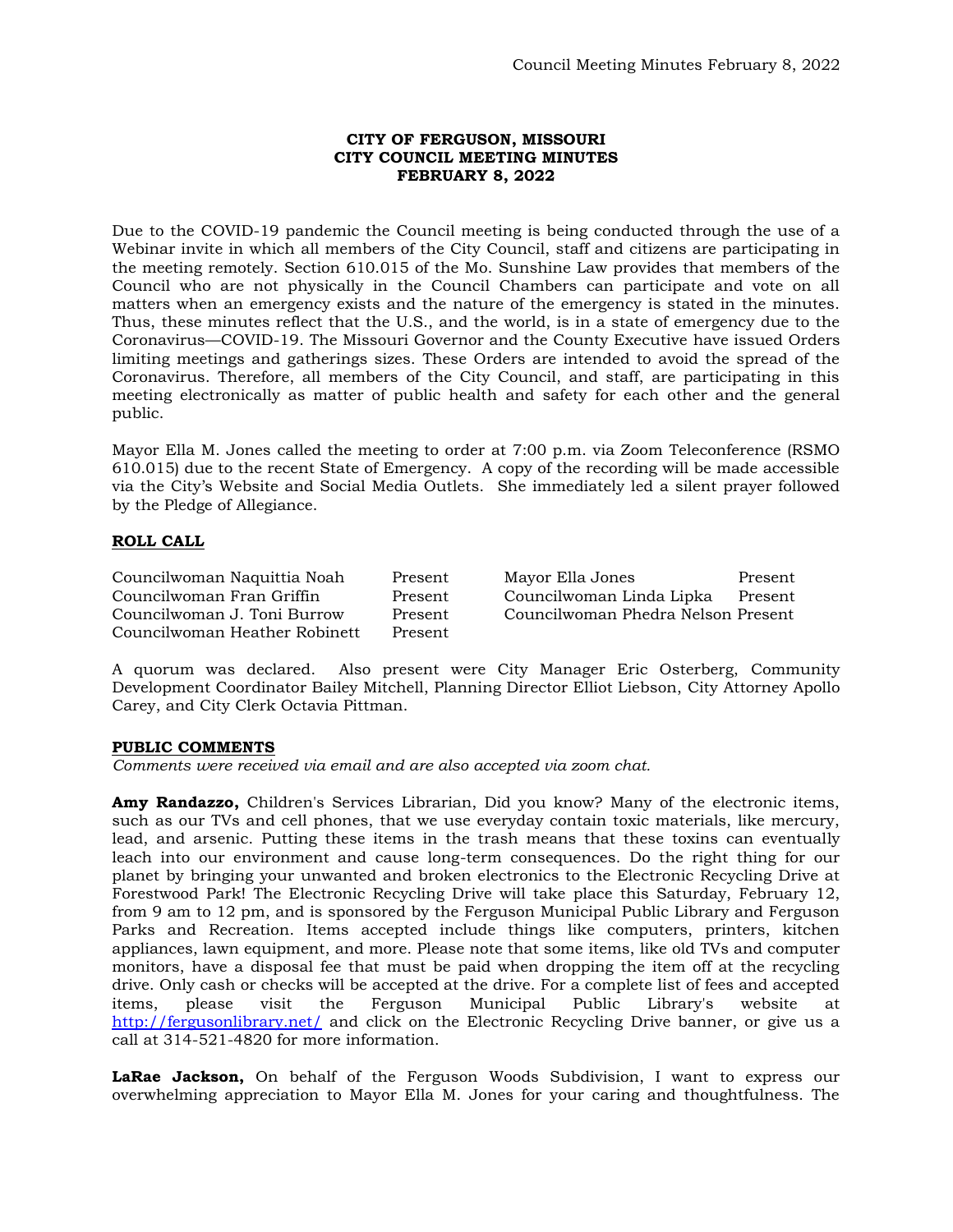**CITY OF FERGUSON, MISSOURI**
**CITY COUNCIL MEETING MINUTES**
**FEBRUARY 8, 2022**

Due to the COVID-19 pandemic the Council meeting is being conducted through the use of a Webinar invite in which all members of the City Council, staff and citizens are participating in the meeting remotely. Section 610.015 of the Mo. Sunshine Law provides that members of the Council who are not physically in the Council Chambers can participate and vote on all matters when an emergency exists and the nature of the emergency is stated in the minutes. Thus, these minutes reflect that the U.S., and the world, is in a state of emergency due to the Coronavirus—COVID-19. The Missouri Governor and the County Executive have issued Orders limiting meetings and gatherings sizes. These Orders are intended to avoid the spread of the Coronavirus. Therefore, all members of the City Council, and staff, are participating in this meeting electronically as matter of public health and safety for each other and the general public.

Mayor Ella M. Jones called the meeting to order at 7:00 p.m. via Zoom Teleconference (RSMO 610.015) due to the recent State of Emergency. A copy of the recording will be made accessible via the City's Website and Social Media Outlets. She immediately led a silent prayer followed by the Pledge of Allegiance.

**ROLL CALL**

| | | | |
|---|---|---|---|
| Councilwoman Naquittia Noah | Present | Mayor Ella Jones | Present |
| Councilwoman Fran Griffin | Present | Councilwoman Linda Lipka | Present |
| Councilwoman J. Toni Burrow | Present | Councilwoman Phedra Nelson | Present |
| Councilwoman Heather Robinett | Present | | |

A quorum was declared. Also present were City Manager Eric Osterberg, Community Development Coordinator Bailey Mitchell, Planning Director Elliot Liebson, City Attorney Apollo Carey, and City Clerk Octavia Pittman.

**PUBLIC COMMENTS**

*Comments were received via email and are also accepted via zoom chat.*

**Amy Randazzo,** Children's Services Librarian, Did you know? Many of the electronic items, such as our TVs and cell phones, that we use everyday contain toxic materials, like mercury, lead, and arsenic. Putting these items in the trash means that these toxins can eventually leach into our environment and cause long-term consequences. Do the right thing for our planet by bringing your unwanted and broken electronics to the Electronic Recycling Drive at Forestwood Park! The Electronic Recycling Drive will take place this Saturday, February 12, from 9 am to 12 pm, and is sponsored by the Ferguson Municipal Public Library and Ferguson Parks and Recreation. Items accepted include things like computers, printers, kitchen appliances, lawn equipment, and more. Please note that some items, like old TVs and computer monitors, have a disposal fee that must be paid when dropping the item off at the recycling drive. Only cash or checks will be accepted at the drive. For a complete list of fees and accepted items, please visit the Ferguson Municipal Public Library's website at http://fergusonlibrary.net/ and click on the Electronic Recycling Drive banner, or give us a call at 314-521-4820 for more information.

**LaRae Jackson,** On behalf of the Ferguson Woods Subdivision, I want to express our overwhelming appreciation to Mayor Ella M. Jones for your caring and thoughtfulness. The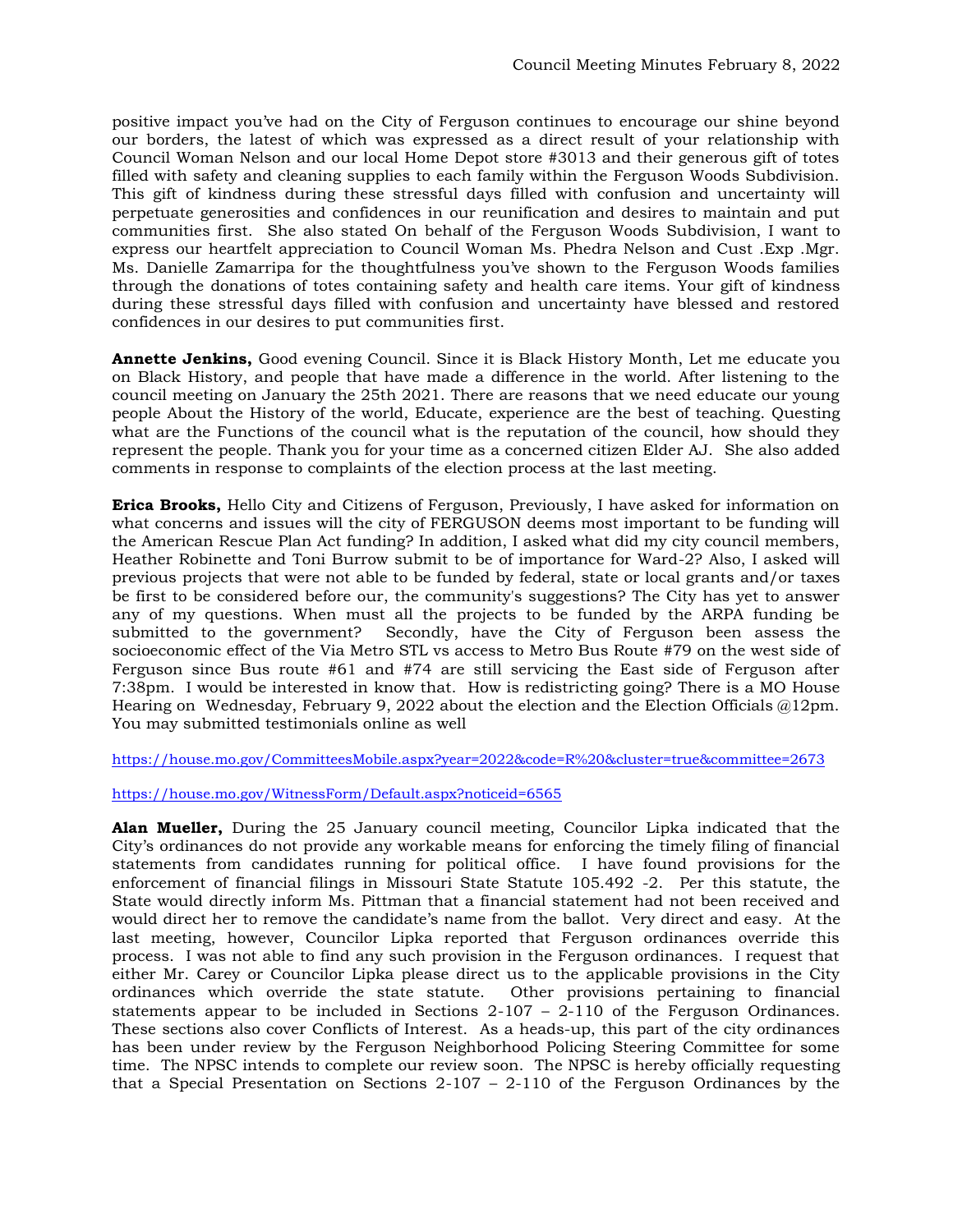positive impact you've had on the City of Ferguson continues to encourage our shine beyond our borders, the latest of which was expressed as a direct result of your relationship with Council Woman Nelson and our local Home Depot store #3013 and their generous gift of totes filled with safety and cleaning supplies to each family within the Ferguson Woods Subdivision. This gift of kindness during these stressful days filled with confusion and uncertainty will perpetuate generosities and confidences in our reunification and desires to maintain and put communities first. She also stated On behalf of the Ferguson Woods Subdivision, I want to express our heartfelt appreciation to Council Woman Ms. Phedra Nelson and Cust .Exp .Mgr. Ms. Danielle Zamarripa for the thoughtfulness you've shown to the Ferguson Woods families through the donations of totes containing safety and health care items. Your gift of kindness during these stressful days filled with confusion and uncertainty have blessed and restored confidences in our desires to put communities first.

**Annette Jenkins,** Good evening Council. Since it is Black History Month, Let me educate you on Black History, and people that have made a difference in the world. After listening to the council meeting on January the 25th 2021. There are reasons that we need educate our young people About the History of the world, Educate, experience are the best of teaching. Questing what are the Functions of the council what is the reputation of the council, how should they represent the people. Thank you for your time as a concerned citizen Elder AJ. She also added comments in response to complaints of the election process at the last meeting.

**Erica Brooks,** Hello City and Citizens of Ferguson, Previously, I have asked for information on what concerns and issues will the city of FERGUSON deems most important to be funding will the American Rescue Plan Act funding? In addition, I asked what did my city council members, Heather Robinette and Toni Burrow submit to be of importance for Ward-2? Also, I asked will previous projects that were not able to be funded by federal, state or local grants and/or taxes be first to be considered before our, the community's suggestions? The City has yet to answer any of my questions. When must all the projects to be funded by the ARPA funding be submitted to the government? Secondly, have the City of Ferguson been assess the socioeconomic effect of the Via Metro STL vs access to Metro Bus Route #79 on the west side of Ferguson since Bus route #61 and #74 are still servicing the East side of Ferguson after 7:38pm. I would be interested in know that. How is redistricting going? There is a MO House Hearing on Wednesday, February 9, 2022 about the election and the Election Officials @12pm. You may submitted testimonials online as well

https://house.mo.gov/CommitteesMobile.aspx?year=2022&code=R%20&cluster=true&committee=2673

https://house.mo.gov/WitnessForm/Default.aspx?noticeid=6565

**Alan Mueller,** During the 25 January council meeting, Councilor Lipka indicated that the City's ordinances do not provide any workable means for enforcing the timely filing of financial statements from candidates running for political office. I have found provisions for the enforcement of financial filings in Missouri State Statute 105.492 -2. Per this statute, the State would directly inform Ms. Pittman that a financial statement had not been received and would direct her to remove the candidate's name from the ballot. Very direct and easy. At the last meeting, however, Councilor Lipka reported that Ferguson ordinances override this process. I was not able to find any such provision in the Ferguson ordinances. I request that either Mr. Carey or Councilor Lipka please direct us to the applicable provisions in the City ordinances which override the state statute. Other provisions pertaining to financial statements appear to be included in Sections 2-107 – 2-110 of the Ferguson Ordinances. These sections also cover Conflicts of Interest. As a heads-up, this part of the city ordinances has been under review by the Ferguson Neighborhood Policing Steering Committee for some time. The NPSC intends to complete our review soon. The NPSC is hereby officially requesting that a Special Presentation on Sections 2-107 – 2-110 of the Ferguson Ordinances by the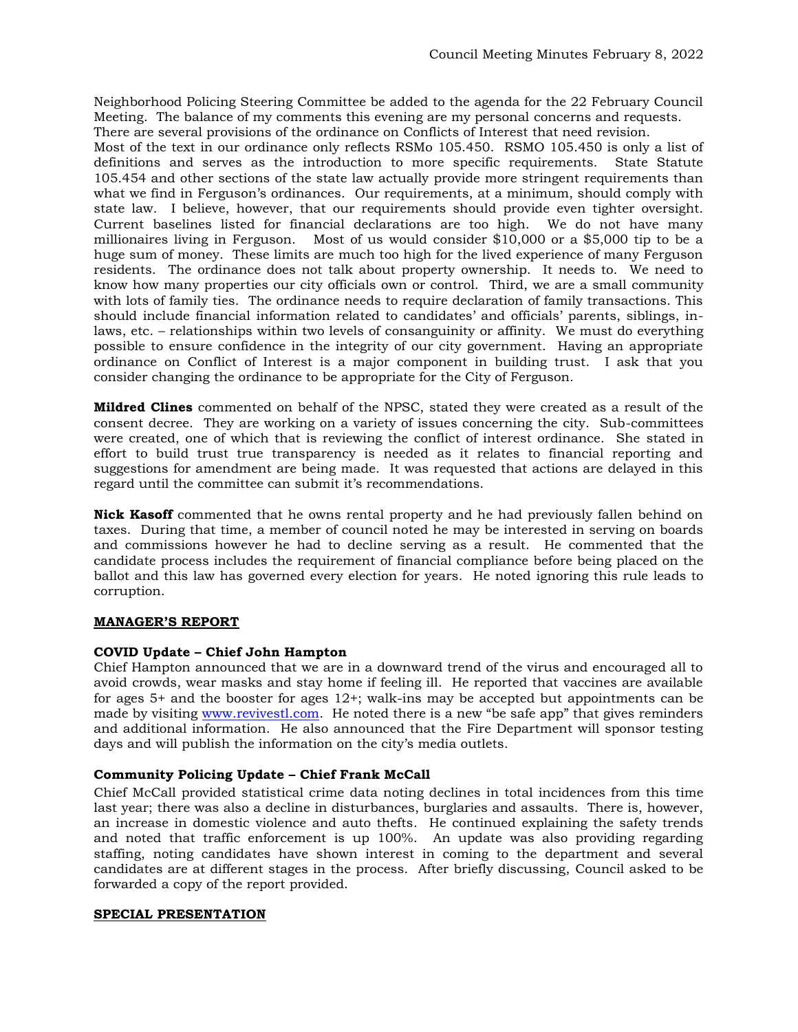Neighborhood Policing Steering Committee be added to the agenda for the 22 February Council Meeting. The balance of my comments this evening are my personal concerns and requests. There are several provisions of the ordinance on Conflicts of Interest that need revision.

Most of the text in our ordinance only reflects RSMo 105.450. RSMO 105.450 is only a list of definitions and serves as the introduction to more specific requirements. State Statute 105.454 and other sections of the state law actually provide more stringent requirements than what we find in Ferguson's ordinances. Our requirements, at a minimum, should comply with state law. I believe, however, that our requirements should provide even tighter oversight. Current baselines listed for financial declarations are too high. We do not have many millionaires living in Ferguson. Most of us would consider $10,000 or a $5,000 tip to be a huge sum of money. These limits are much too high for the lived experience of many Ferguson residents. The ordinance does not talk about property ownership. It needs to. We need to know how many properties our city officials own or control. Third, we are a small community with lots of family ties. The ordinance needs to require declaration of family transactions. This should include financial information related to candidates' and officials' parents, siblings, in-laws, etc. – relationships within two levels of consanguinity or affinity. We must do everything possible to ensure confidence in the integrity of our city government. Having an appropriate ordinance on Conflict of Interest is a major component in building trust. I ask that you consider changing the ordinance to be appropriate for the City of Ferguson.

**Mildred Clines** commented on behalf of the NPSC, stated they were created as a result of the consent decree. They are working on a variety of issues concerning the city. Sub-committees were created, one of which that is reviewing the conflict of interest ordinance. She stated in effort to build trust true transparency is needed as it relates to financial reporting and suggestions for amendment are being made. It was requested that actions are delayed in this regard until the committee can submit it's recommendations.

**Nick Kasoff** commented that he owns rental property and he had previously fallen behind on taxes. During that time, a member of council noted he may be interested in serving on boards and commissions however he had to decline serving as a result. He commented that the candidate process includes the requirement of financial compliance before being placed on the ballot and this law has governed every election for years. He noted ignoring this rule leads to corruption.

## MANAGER'S REPORT

### COVID Update – Chief John Hampton

Chief Hampton announced that we are in a downward trend of the virus and encouraged all to avoid crowds, wear masks and stay home if feeling ill. He reported that vaccines are available for ages 5+ and the booster for ages 12+; walk-ins may be accepted but appointments can be made by visiting www.revivestl.com. He noted there is a new "be safe app" that gives reminders and additional information. He also announced that the Fire Department will sponsor testing days and will publish the information on the city's media outlets.

### Community Policing Update – Chief Frank McCall

Chief McCall provided statistical crime data noting declines in total incidences from this time last year; there was also a decline in disturbances, burglaries and assaults. There is, however, an increase in domestic violence and auto thefts. He continued explaining the safety trends and noted that traffic enforcement is up 100%. An update was also providing regarding staffing, noting candidates have shown interest in coming to the department and several candidates are at different stages in the process. After briefly discussing, Council asked to be forwarded a copy of the report provided.

## SPECIAL PRESENTATION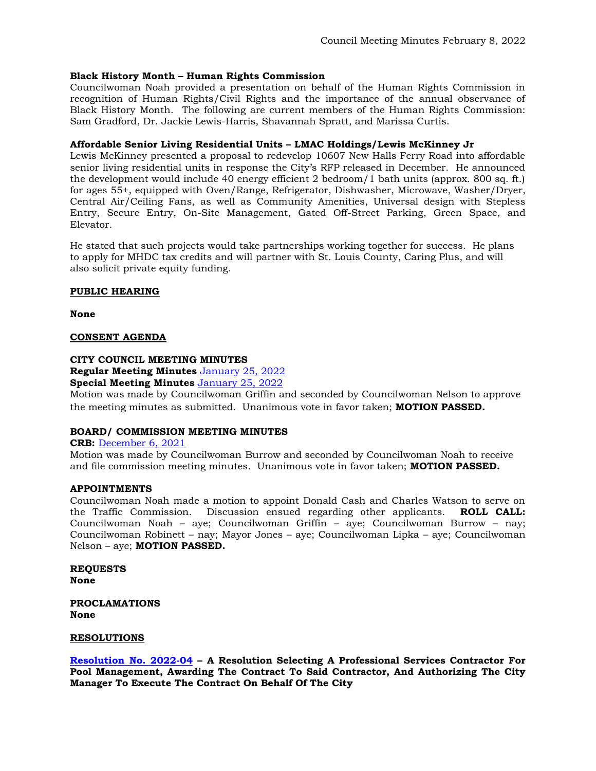**Black History Month – Human Rights Commission**
Councilwoman Noah provided a presentation on behalf of the Human Rights Commission in recognition of Human Rights/Civil Rights and the importance of the annual observance of Black History Month. The following are current members of the Human Rights Commission: Sam Gradford, Dr. Jackie Lewis-Harris, Shavannah Spratt, and Marissa Curtis.

**Affordable Senior Living Residential Units – LMAC Holdings/Lewis McKinney Jr**
Lewis McKinney presented a proposal to redevelop 10607 New Halls Ferry Road into affordable senior living residential units in response the City's RFP released in December. He announced the development would include 40 energy efficient 2 bedroom/1 bath units (approx. 800 sq. ft.) for ages 55+, equipped with Oven/Range, Refrigerator, Dishwasher, Microwave, Washer/Dryer, Central Air/Ceiling Fans, as well as Community Amenities, Universal design with Stepless Entry, Secure Entry, On-Site Management, Gated Off-Street Parking, Green Space, and Elevator.

He stated that such projects would take partnerships working together for success. He plans to apply for MHDC tax credits and will partner with St. Louis County, Caring Plus, and will also solicit private equity funding.

**PUBLIC HEARING**

**None**

**CONSENT AGENDA**

**CITY COUNCIL MEETING MINUTES**
**Regular Meeting Minutes** January 25, 2022
**Special Meeting Minutes** January 25, 2022
Motion was made by Councilwoman Griffin and seconded by Councilwoman Nelson to approve the meeting minutes as submitted. Unanimous vote in favor taken; **MOTION PASSED.**

**BOARD/ COMMISSION MEETING MINUTES**
**CRB:** December 6, 2021
Motion was made by Councilwoman Burrow and seconded by Councilwoman Noah to receive and file commission meeting minutes. Unanimous vote in favor taken; **MOTION PASSED.**

**APPOINTMENTS**
Councilwoman Noah made a motion to appoint Donald Cash and Charles Watson to serve on the Traffic Commission. Discussion ensued regarding other applicants. **ROLL CALL:** Councilwoman Noah – aye; Councilwoman Griffin – aye; Councilwoman Burrow – nay; Councilwoman Robinett – nay; Mayor Jones – aye; Councilwoman Lipka – aye; Councilwoman Nelson – aye; **MOTION PASSED.**

**REQUESTS**
**None**

**PROCLAMATIONS**
**None**

**RESOLUTIONS**

**Resolution No. 2022-04 – A Resolution Selecting A Professional Services Contractor For Pool Management, Awarding The Contract To Said Contractor, And Authorizing The City Manager To Execute The Contract On Behalf Of The City**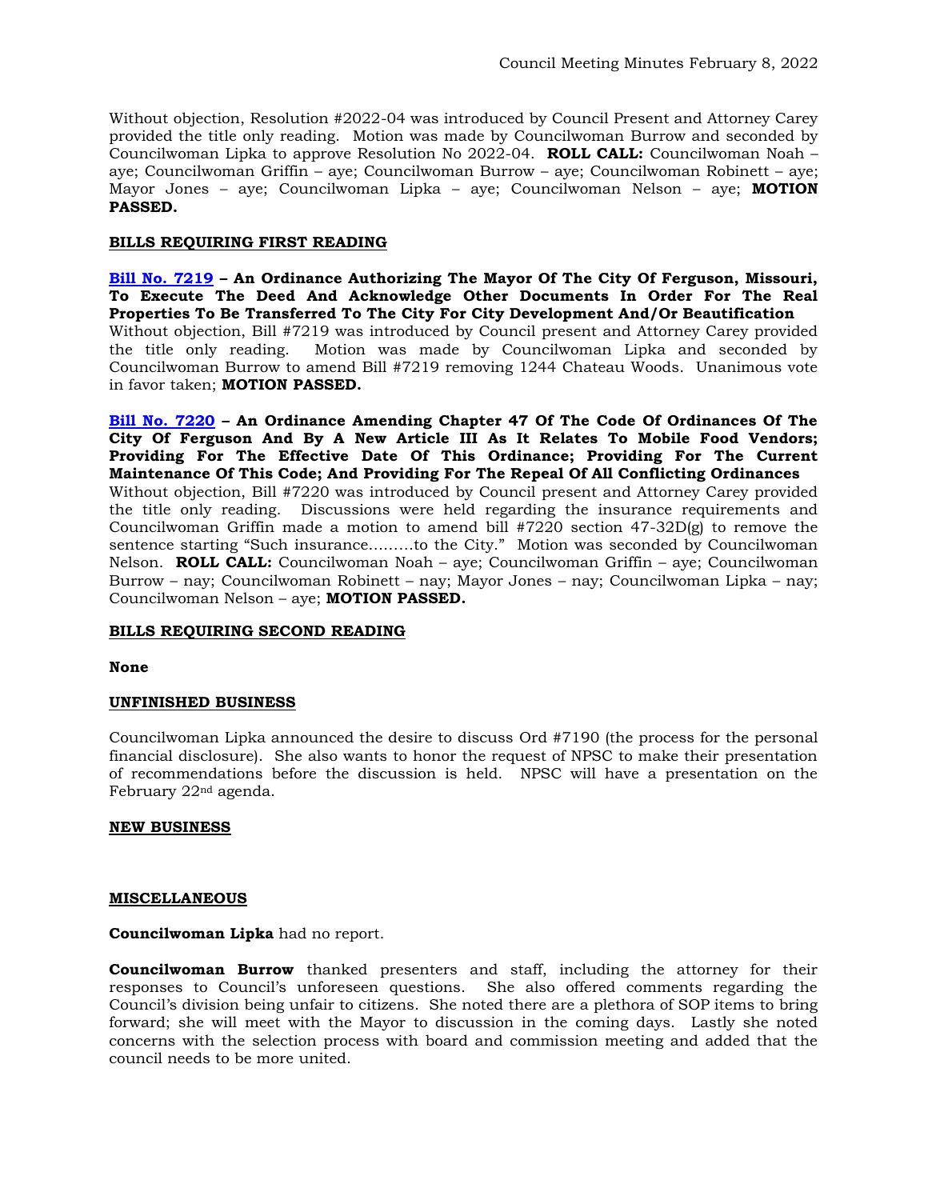Without objection, Resolution #2022-04 was introduced by Council Present and Attorney Carey provided the title only reading. Motion was made by Councilwoman Burrow and seconded by Councilwoman Lipka to approve Resolution No 2022-04. **ROLL CALL:** Councilwoman Noah – aye; Councilwoman Griffin – aye; Councilwoman Burrow – aye; Councilwoman Robinett – aye; Mayor Jones – aye; Councilwoman Lipka – aye; Councilwoman Nelson – aye; **MOTION PASSED.**

**BILLS REQUIRING FIRST READING**

**Bill No. 7219 – An Ordinance Authorizing The Mayor Of The City Of Ferguson, Missouri, To Execute The Deed And Acknowledge Other Documents In Order For The Real Properties To Be Transferred To The City For City Development And/Or Beautification**
Without objection, Bill #7219 was introduced by Council present and Attorney Carey provided the title only reading. Motion was made by Councilwoman Lipka and seconded by Councilwoman Burrow to amend Bill #7219 removing 1244 Chateau Woods. Unanimous vote in favor taken; **MOTION PASSED.**

**Bill No. 7220 – An Ordinance Amending Chapter 47 Of The Code Of Ordinances Of The City Of Ferguson And By A New Article III As It Relates To Mobile Food Vendors; Providing For The Effective Date Of This Ordinance; Providing For The Current Maintenance Of This Code; And Providing For The Repeal Of All Conflicting Ordinances**
Without objection, Bill #7220 was introduced by Council present and Attorney Carey provided the title only reading. Discussions were held regarding the insurance requirements and Councilwoman Griffin made a motion to amend bill #7220 section 47-32D(g) to remove the sentence starting "Such insurance………to the City." Motion was seconded by Councilwoman Nelson. **ROLL CALL:** Councilwoman Noah – aye; Councilwoman Griffin – aye; Councilwoman Burrow – nay; Councilwoman Robinett – nay; Mayor Jones – nay; Councilwoman Lipka – nay; Councilwoman Nelson – aye; **MOTION PASSED.**

**BILLS REQUIRING SECOND READING**

**None**

**UNFINISHED BUSINESS**

Councilwoman Lipka announced the desire to discuss Ord #7190 (the process for the personal financial disclosure). She also wants to honor the request of NPSC to make their presentation of recommendations before the discussion is held. NPSC will have a presentation on the February 22nd agenda.

**NEW BUSINESS**

**MISCELLANEOUS**

**Councilwoman Lipka** had no report.

**Councilwoman Burrow** thanked presenters and staff, including the attorney for their responses to Council's unforeseen questions. She also offered comments regarding the Council's division being unfair to citizens. She noted there are a plethora of SOP items to bring forward; she will meet with the Mayor to discussion in the coming days. Lastly she noted concerns with the selection process with board and commission meeting and added that the council needs to be more united.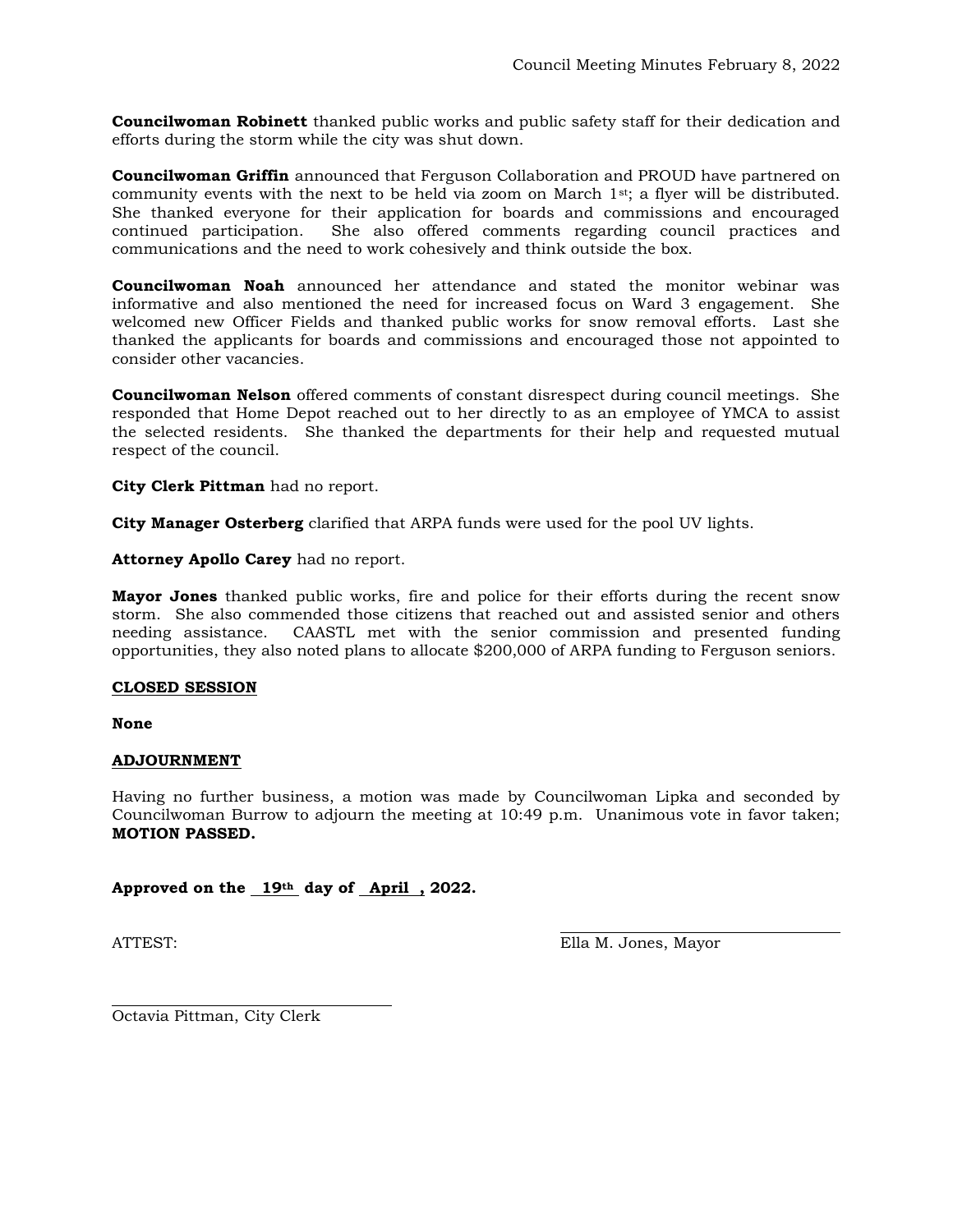**Councilwoman Robinett** thanked public works and public safety staff for their dedication and efforts during the storm while the city was shut down.

**Councilwoman Griffin** announced that Ferguson Collaboration and PROUD have partnered on community events with the next to be held via zoom on March 1st; a flyer will be distributed. She thanked everyone for their application for boards and commissions and encouraged continued participation. She also offered comments regarding council practices and communications and the need to work cohesively and think outside the box.

**Councilwoman Noah** announced her attendance and stated the monitor webinar was informative and also mentioned the need for increased focus on Ward 3 engagement. She welcomed new Officer Fields and thanked public works for snow removal efforts. Last she thanked the applicants for boards and commissions and encouraged those not appointed to consider other vacancies.

**Councilwoman Nelson** offered comments of constant disrespect during council meetings. She responded that Home Depot reached out to her directly to as an employee of YMCA to assist the selected residents. She thanked the departments for their help and requested mutual respect of the council.

**City Clerk Pittman** had no report.

**City Manager Osterberg** clarified that ARPA funds were used for the pool UV lights.

**Attorney Apollo Carey** had no report.

**Mayor Jones** thanked public works, fire and police for their efforts during the recent snow storm. She also commended those citizens that reached out and assisted senior and others needing assistance. CAASTL met with the senior commission and presented funding opportunities, they also noted plans to allocate $200,000 of ARPA funding to Ferguson seniors.

**CLOSED SESSION**

**None**

**ADJOURNMENT**

Having no further business, a motion was made by Councilwoman Lipka and seconded by Councilwoman Burrow to adjourn the meeting at 10:49 p.m. Unanimous vote in favor taken; **MOTION PASSED.**

**Approved on the 19th day of April , 2022.**

ATTEST:

Ella M. Jones, Mayor

Octavia Pittman, City Clerk